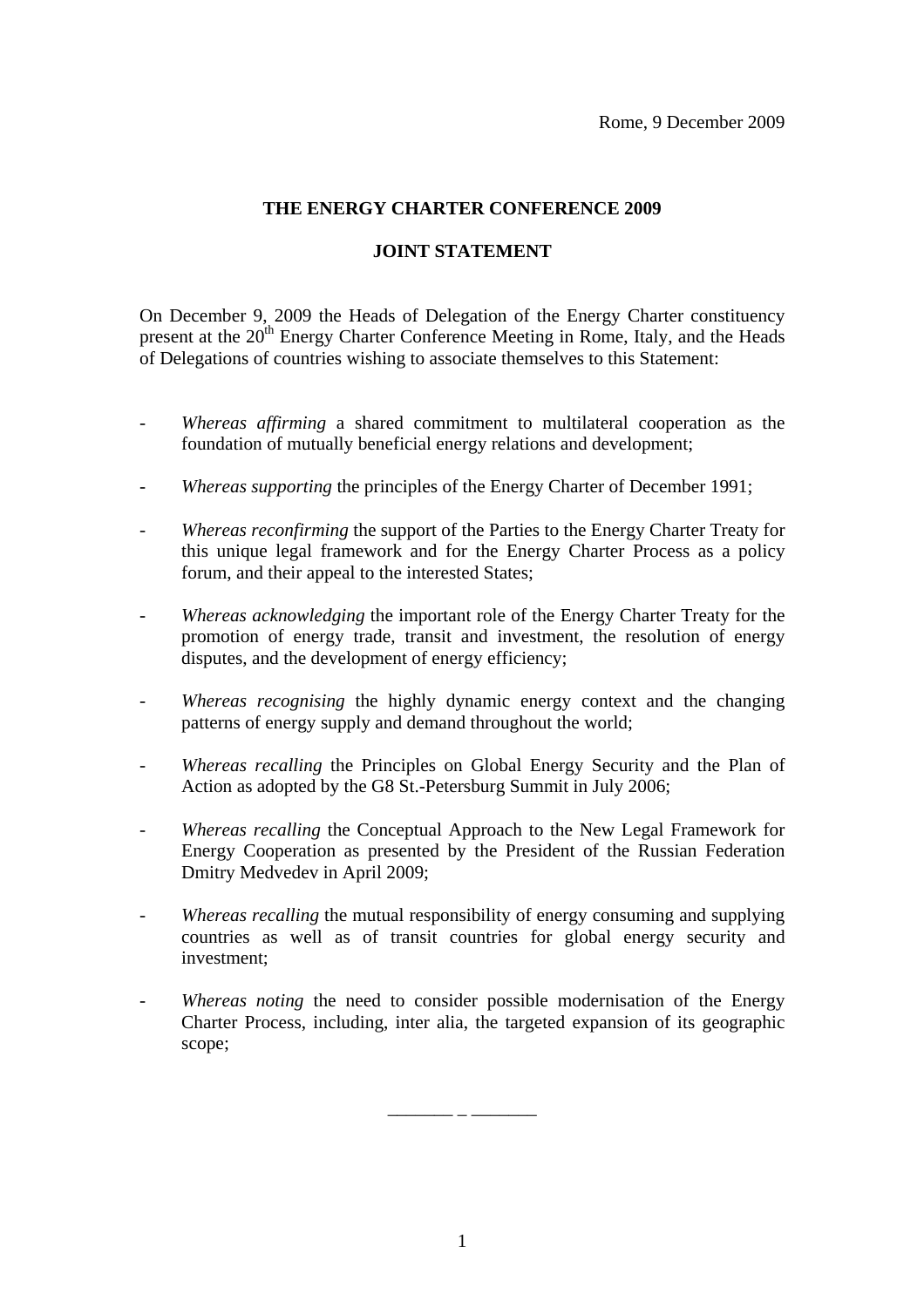Rome, 9 December 2009

## THE ENERGY CHARTER CONFERENCE 2009

## JOINT STATEMENT

On December 9, 2009 the Heads of Delegation of the Energy Charter constituency present at the 20th Energy Charter Conference Meeting in Rome, Italy, and the Heads of Delegations of countries wishing to associate themselves to this Statement:

- *Whereas affirming* a shared commitment to multilateral cooperation as the foundation of mutually beneficial energy relations and development;

- *Whereas supporting* the principles of the Energy Charter of December 1991;

- *Whereas reconfirming* the support of the Parties to the Energy Charter Treaty for this unique legal framework and for the Energy Charter Process as a policy forum, and their appeal to the interested States;

- *Whereas acknowledging* the important role of the Energy Charter Treaty for the promotion of energy trade, transit and investment, the resolution of energy disputes, and the development of energy efficiency;

- *Whereas recognising* the highly dynamic energy context and the changing patterns of energy supply and demand throughout the world;

- *Whereas recalling* the Principles on Global Energy Security and the Plan of Action as adopted by the G8 St.-Petersburg Summit in July 2006;

- *Whereas recalling* the Conceptual Approach to the New Legal Framework for Energy Cooperation as presented by the President of the Russian Federation Dmitry Medvedev in April 2009;

- *Whereas recalling* the mutual responsibility of energy consuming and supplying countries as well as of transit countries for global energy security and investment;

- *Whereas noting* the need to consider possible modernisation of the Energy Charter Process, including, inter alia, the targeted expansion of its geographic scope;

_______ _ _______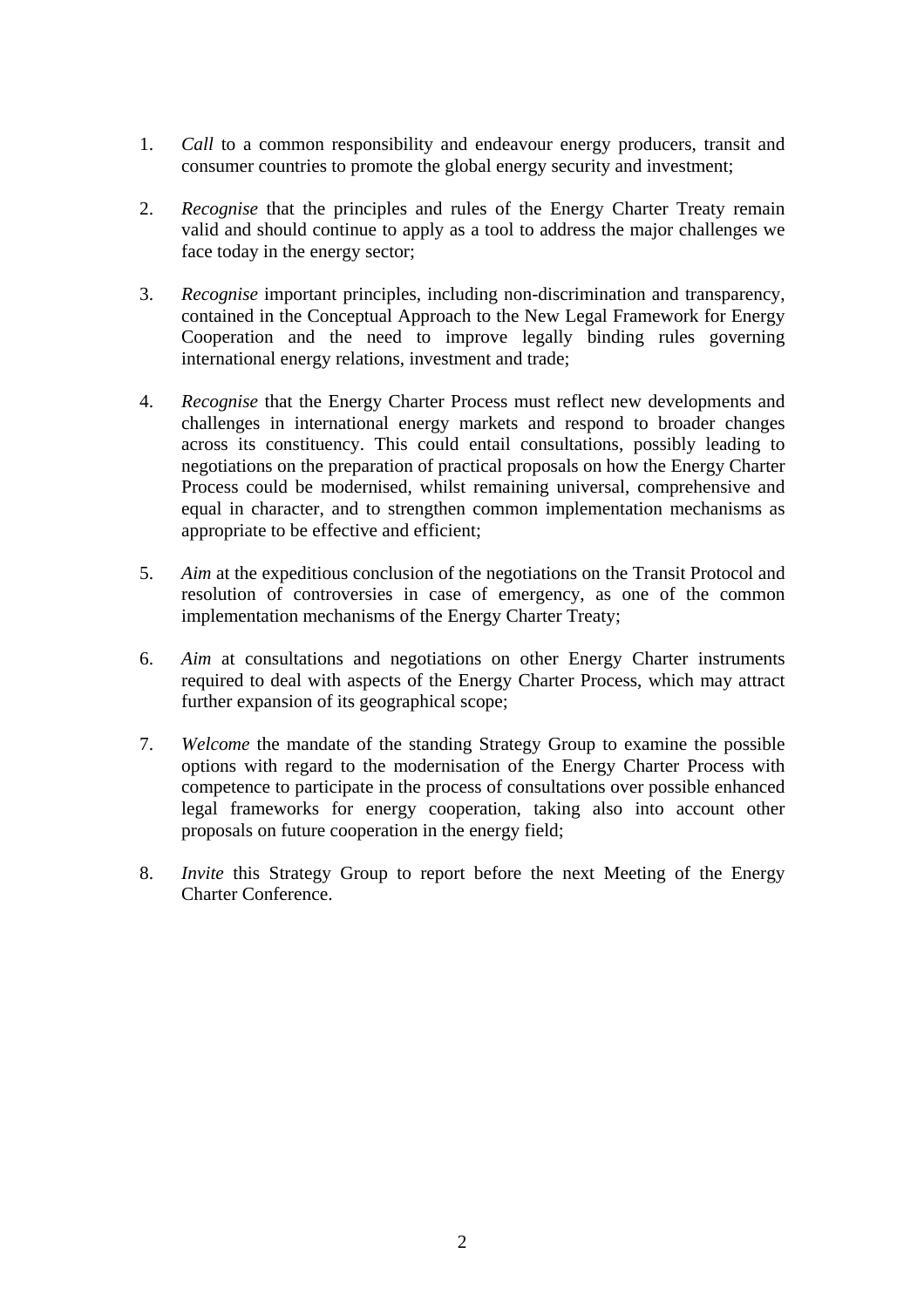1. *Call* to a common responsibility and endeavour energy producers, transit and consumer countries to promote the global energy security and investment;

2. *Recognise* that the principles and rules of the Energy Charter Treaty remain valid and should continue to apply as a tool to address the major challenges we face today in the energy sector;

3. *Recognise* important principles, including non-discrimination and transparency, contained in the Conceptual Approach to the New Legal Framework for Energy Cooperation and the need to improve legally binding rules governing international energy relations, investment and trade;

4. *Recognise* that the Energy Charter Process must reflect new developments and challenges in international energy markets and respond to broader changes across its constituency. This could entail consultations, possibly leading to negotiations on the preparation of practical proposals on how the Energy Charter Process could be modernised, whilst remaining universal, comprehensive and equal in character, and to strengthen common implementation mechanisms as appropriate to be effective and efficient;

5. *Aim* at the expeditious conclusion of the negotiations on the Transit Protocol and resolution of controversies in case of emergency, as one of the common implementation mechanisms of the Energy Charter Treaty;

6. *Aim* at consultations and negotiations on other Energy Charter instruments required to deal with aspects of the Energy Charter Process, which may attract further expansion of its geographical scope;

7. *Welcome* the mandate of the standing Strategy Group to examine the possible options with regard to the modernisation of the Energy Charter Process with competence to participate in the process of consultations over possible enhanced legal frameworks for energy cooperation, taking also into account other proposals on future cooperation in the energy field;

8. *Invite* this Strategy Group to report before the next Meeting of the Energy Charter Conference.